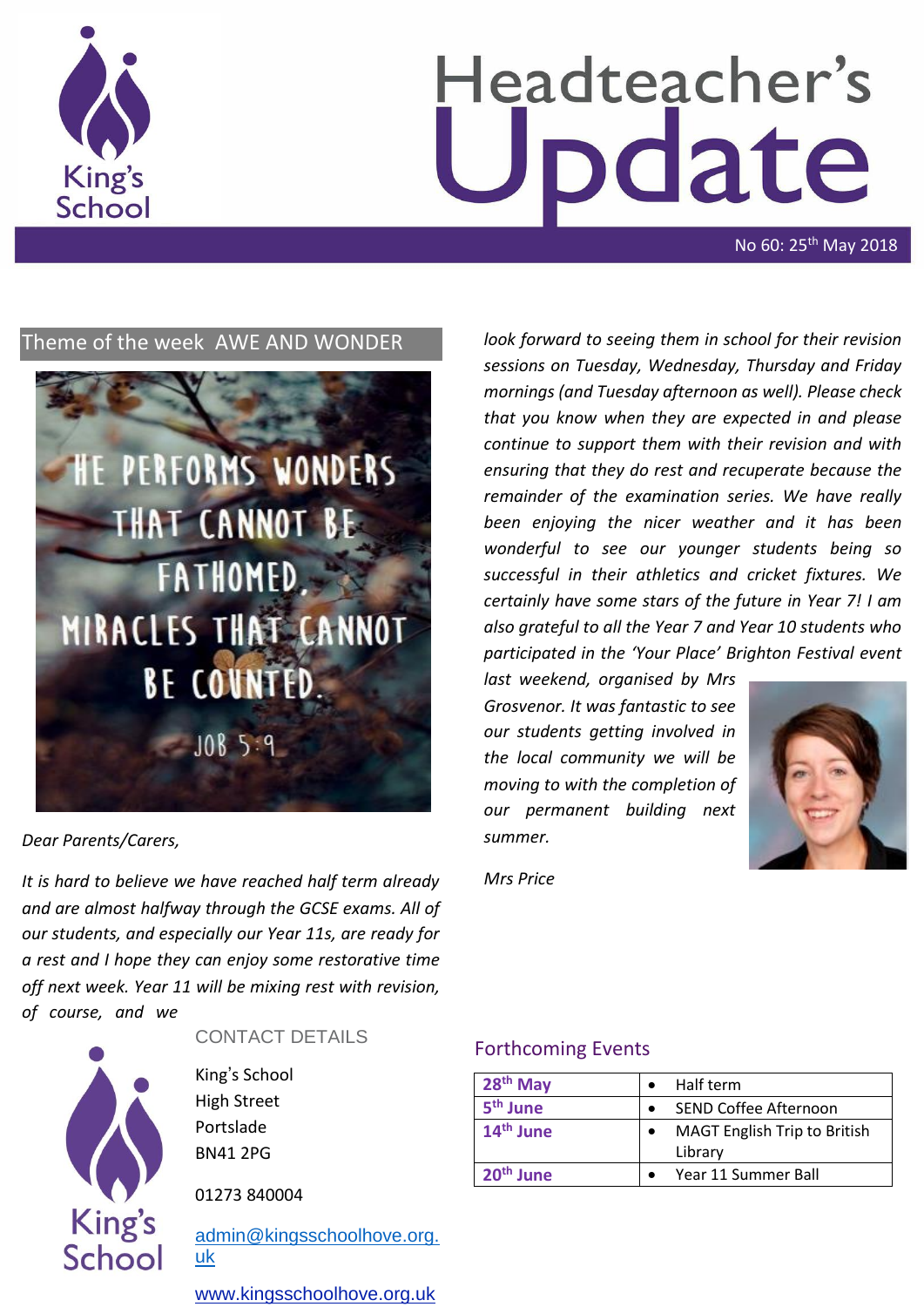# Headteacher's Update

No 60: 25th May 2018

## Theme of the week AWE AND WONDER

HE PERFORMS WONDERS THAT CANNOT BE FATHOMED, MIRACLES THAT CANNOT BE COUNTED.

JOB 5:9

*Dear Parents/Carers,*

*It is hard to believe we have reached half term already and are almost halfway through the GCSE exams. All of our students, and especially our Year 11s, are ready for a rest and I hope they can enjoy some restorative time off next week. Year 11 will be mixing rest with revision, of course, and we look forward to seeing them in school for their revision sessions on Tuesday, Wednesday, Thursday and Friday mornings (and Tuesday afternoon as well). Please check that you know when they are expected in and please continue to support them with their revision and with ensuring that they do rest and recuperate because the remainder of the examination series. We have really been enjoying the nicer weather and it has been wonderful to see our younger students being so successful in their athletics and cricket fixtures. We certainly have some stars of the future in Year 7! I am also grateful to all the Year 7 and Year 10 students who participated in the 'Your Place' Brighton Festival event last weekend, organised by Mrs Grosvenor. It was fantastic to see our students getting involved in the local community we will be moving to with the completion of our permanent building next summer.*

*Mrs Price*

## CONTACT DETAILS

King's School
High Street
Portslade
BN41 2PG

01273 840004

admin@kingsschoolhove.org.uk

www.kingsschoolhove.org.uk

## Forthcoming Events

| | |
|---|---|
| **28th May** | • Half term |
| **5th June** | • SEND Coffee Afternoon |
| **14th June** | • MAGT English Trip to British Library |
| **20th June** | • Year 11 Summer Ball |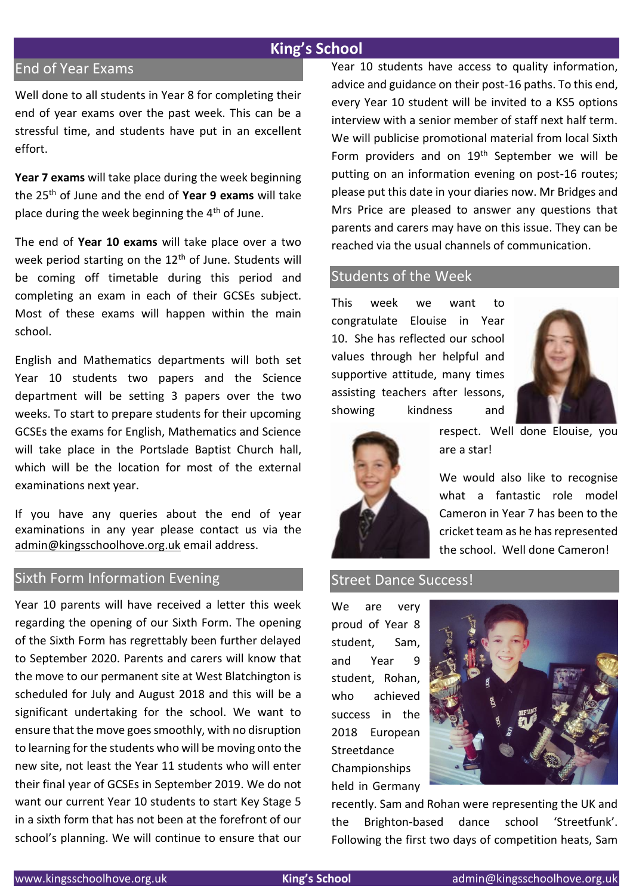# King's School

## End of Year Exams

Well done to all students in Year 8 for completing their end of year exams over the past week. This can be a stressful time, and students have put in an excellent effort.

**Year 7 exams** will take place during the week beginning the 25th of June and the end of **Year 9 exams** will take place during the week beginning the 4th of June.

The end of **Year 10 exams** will take place over a two week period starting on the 12th of June. Students will be coming off timetable during this period and completing an exam in each of their GCSEs subject. Most of these exams will happen within the main school.

English and Mathematics departments will both set Year 10 students two papers and the Science department will be setting 3 papers over the two weeks. To start to prepare students for their upcoming GCSEs the exams for English, Mathematics and Science will take place in the Portslade Baptist Church hall, which will be the location for most of the external examinations next year.

If you have any queries about the end of year examinations in any year please contact us via the admin@kingsschoolhove.org.uk email address.

## Sixth Form Information Evening

Year 10 parents will have received a letter this week regarding the opening of our Sixth Form. The opening of the Sixth Form has regrettably been further delayed to September 2020. Parents and carers will know that the move to our permanent site at West Blatchington is scheduled for July and August 2018 and this will be a significant undertaking for the school. We want to ensure that the move goes smoothly, with no disruption to learning for the students who will be moving onto the new site, not least the Year 11 students who will enter their final year of GCSEs in September 2019. We do not want our current Year 10 students to start Key Stage 5 in a sixth form that has not been at the forefront of our school's planning. We will continue to ensure that our Year 10 students have access to quality information, advice and guidance on their post-16 paths. To this end, every Year 10 student will be invited to a KS5 options interview with a senior member of staff next half term. We will publicise promotional material from local Sixth Form providers and on 19th September we will be putting on an information evening on post-16 routes; please put this date in your diaries now. Mr Bridges and Mrs Price are pleased to answer any questions that parents and carers may have on this issue. They can be reached via the usual channels of communication.

## Students of the Week

This week we want to congratulate Elouise in Year 10. She has reflected our school values through her helpful and supportive attitude, many times assisting teachers after lessons, showing kindness and respect. Well done Elouise, you are a star!

We would also like to recognise what a fantastic role model Cameron in Year 7 has been to the cricket team as he has represented the school. Well done Cameron!

## Street Dance Success!

We are very proud of Year 8 student, Sam, and Year 9 student, Rohan, who achieved success in the 2018 European Streetdance Championships held in Germany recently. Sam and Rohan were representing the UK and the Brighton-based dance school 'Streetfunk'. Following the first two days of competition heats, Sam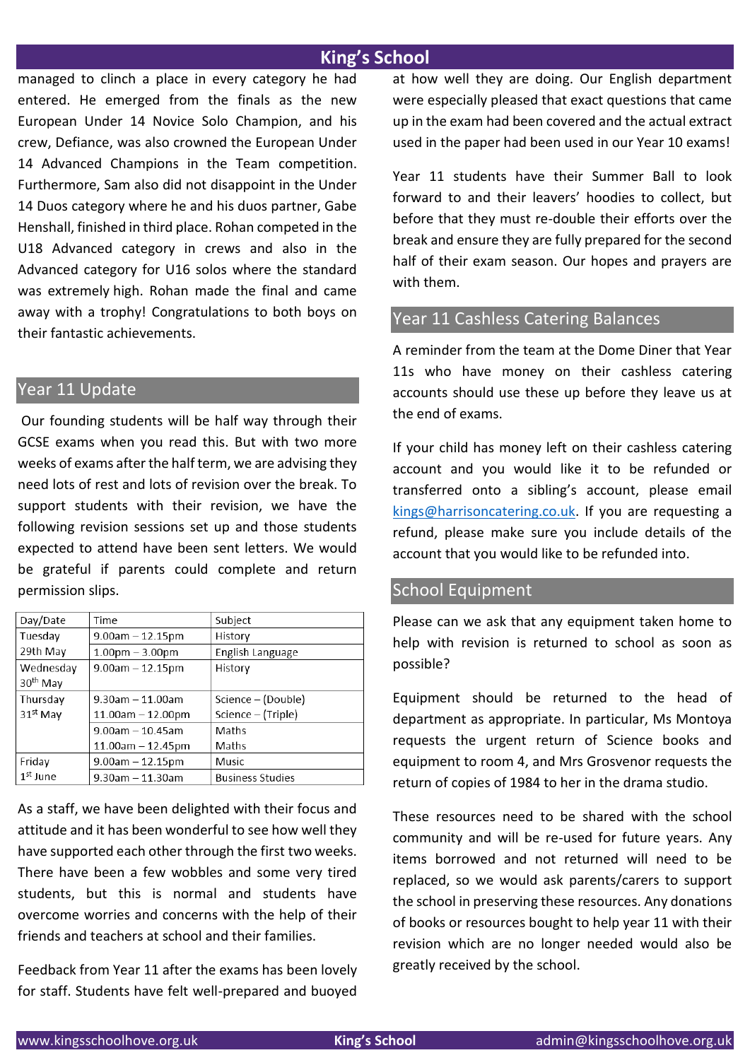managed to clinch a place in every category he had entered. He emerged from the finals as the new European Under 14 Novice Solo Champion, and his crew, Defiance, was also crowned the European Under 14 Advanced Champions in the Team competition. Furthermore, Sam also did not disappoint in the Under 14 Duos category where he and his duos partner, Gabe Henshall, finished in third place. Rohan competed in the U18 Advanced category in crews and also in the Advanced category for U16 solos where the standard was extremely high. Rohan made the final and came away with a trophy! Congratulations to both boys on their fantastic achievements.

## Year 11 Update

Our founding students will be half way through their GCSE exams when you read this. But with two more weeks of exams after the half term, we are advising they need lots of rest and lots of revision over the break. To support students with their revision, we have the following revision sessions set up and those students expected to attend have been sent letters. We would be grateful if parents could complete and return permission slips.

| Day/Date | Time | Subject |
|---|---|---|
| Tuesday 29th May | 9.00am – 12.15pm | History |
| | 1.00pm – 3.00pm | English Language |
| Wednesday 30th May | 9.00am – 12.15pm | History |
| Thursday 31st May | 9.30am – 11.00am | Science – (Double) |
| | 11.00am – 12.00pm | Science – (Triple) |
| | 9.00am – 10.45am | Maths |
| | 11.00am – 12.45pm | Maths |
| Friday 1st June | 9.00am – 12.15pm | Music |
| | 9.30am – 11.30am | Business Studies |

As a staff, we have been delighted with their focus and attitude and it has been wonderful to see how well they have supported each other through the first two weeks. There have been a few wobbles and some very tired students, but this is normal and students have overcome worries and concerns with the help of their friends and teachers at school and their families.

Feedback from Year 11 after the exams has been lovely for staff. Students have felt well-prepared and buoyed at how well they are doing. Our English department were especially pleased that exact questions that came up in the exam had been covered and the actual extract used in the paper had been used in our Year 10 exams!

Year 11 students have their Summer Ball to look forward to and their leavers' hoodies to collect, but before that they must re-double their efforts over the break and ensure they are fully prepared for the second half of their exam season. Our hopes and prayers are with them.

## Year 11 Cashless Catering Balances

A reminder from the team at the Dome Diner that Year 11s who have money on their cashless catering accounts should use these up before they leave us at the end of exams.

If your child has money left on their cashless catering account and you would like it to be refunded or transferred onto a sibling's account, please email kings@harrisoncatering.co.uk. If you are requesting a refund, please make sure you include details of the account that you would like to be refunded into.

## School Equipment

Please can we ask that any equipment taken home to help with revision is returned to school as soon as possible?

Equipment should be returned to the head of department as appropriate. In particular, Ms Montoya requests the urgent return of Science books and equipment to room 4, and Mrs Grosvenor requests the return of copies of 1984 to her in the drama studio.

These resources need to be shared with the school community and will be re-used for future years. Any items borrowed and not returned will need to be replaced, so we would ask parents/carers to support the school in preserving these resources. Any donations of books or resources bought to help year 11 with their revision which are no longer needed would also be greatly received by the school.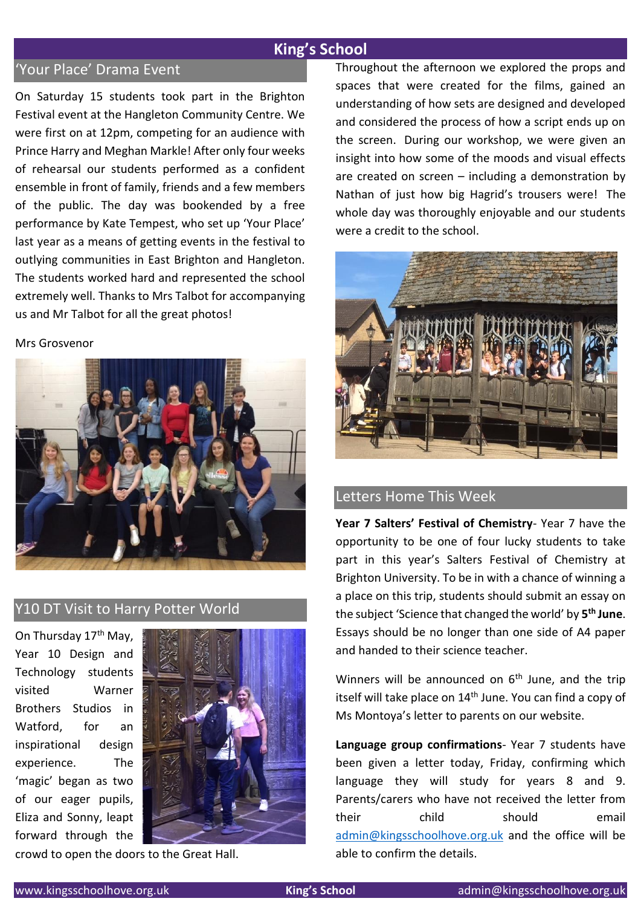# King's School

## 'Your Place' Drama Event

On Saturday 15 students took part in the Brighton Festival event at the Hangleton Community Centre. We were first on at 12pm, competing for an audience with Prince Harry and Meghan Markle! After only four weeks of rehearsal our students performed as a confident ensemble in front of family, friends and a few members of the public. The day was bookended by a free performance by Kate Tempest, who set up 'Your Place' last year as a means of getting events in the festival to outlying communities in East Brighton and Hangleton. The students worked hard and represented the school extremely well. Thanks to Mrs Talbot for accompanying us and Mr Talbot for all the great photos!

Mrs Grosvenor

## Y10 DT Visit to Harry Potter World

On Thursday 17th May, Year 10 Design and Technology students visited Warner Brothers Studios in Watford, for an inspirational design experience. The 'magic' began as two of our eager pupils, Eliza and Sonny, leapt forward through the crowd to open the doors to the Great Hall. Throughout the afternoon we explored the props and spaces that were created for the films, gained an understanding of how sets are designed and developed and considered the process of how a script ends up on the screen. During our workshop, we were given an insight into how some of the moods and visual effects are created on screen – including a demonstration by Nathan of just how big Hagrid's trousers were! The whole day was thoroughly enjoyable and our students were a credit to the school.

## Letters Home This Week

**Year 7 Salters' Festival of Chemistry**- Year 7 have the opportunity to be one of four lucky students to take part in this year's Salters Festival of Chemistry at Brighton University. To be in with a chance of winning a a place on this trip, students should submit an essay on the subject 'Science that changed the world' by **5th June**. Essays should be no longer than one side of A4 paper and handed to their science teacher.

Winners will be announced on 6th June, and the trip itself will take place on 14th June. You can find a copy of Ms Montoya's letter to parents on our website.

**Language group confirmations**- Year 7 students have been given a letter today, Friday, confirming which language they will study for years 8 and 9. Parents/carers who have not received the letter from their child should email admin@kingsschoolhove.org.uk and the office will be able to confirm the details.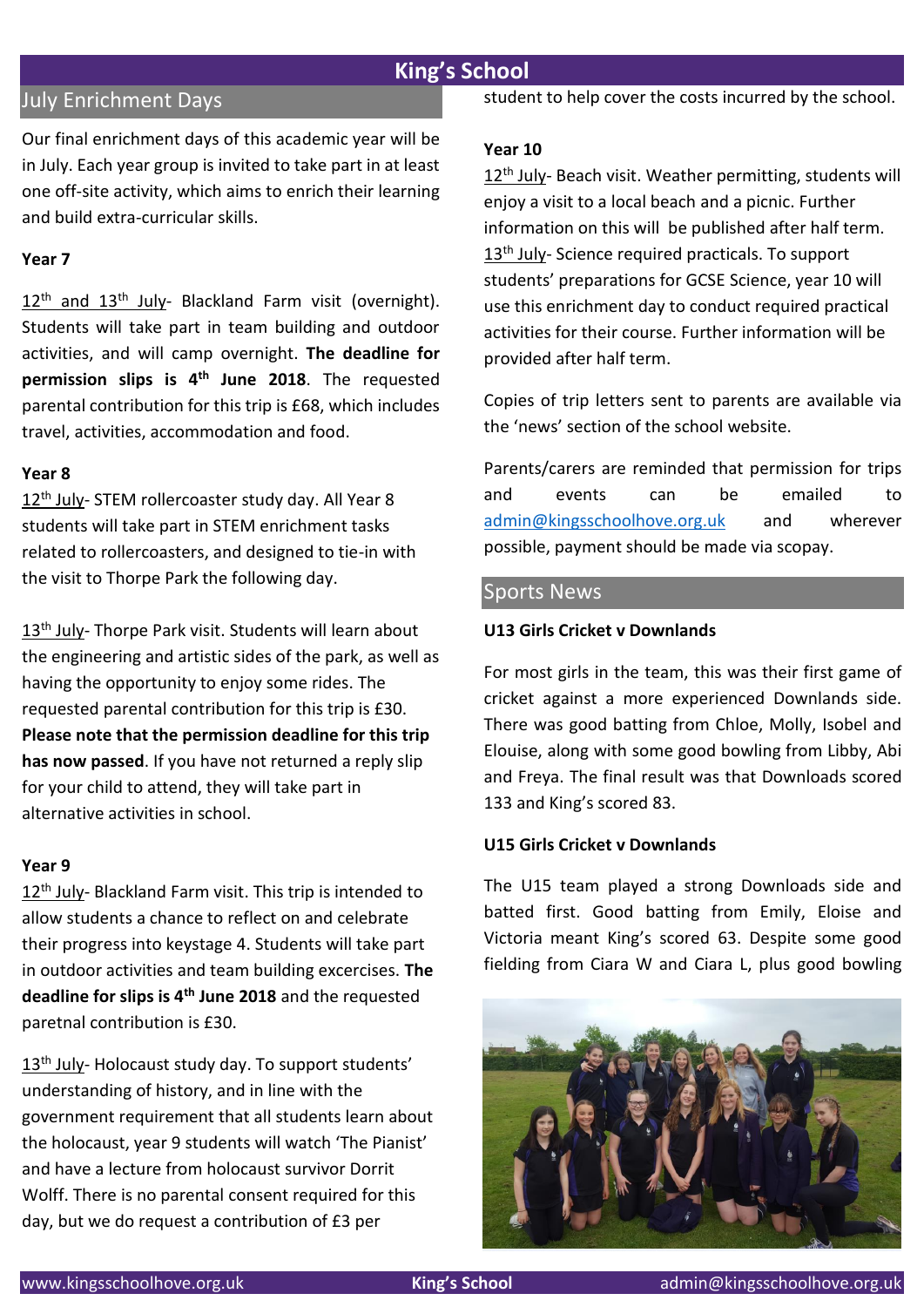## July Enrichment Days

Our final enrichment days of this academic year will be in July. Each year group is invited to take part in at least one off-site activity, which aims to enrich their learning and build extra-curricular skills.

**Year 7**

12th and 13th July- Blackland Farm visit (overnight). Students will take part in team building and outdoor activities, and will camp overnight. **The deadline for permission slips is 4th June 2018**. The requested parental contribution for this trip is £68, which includes travel, activities, accommodation and food.

**Year 8**

12th July- STEM rollercoaster study day. All Year 8 students will take part in STEM enrichment tasks related to rollercoasters, and designed to tie-in with the visit to Thorpe Park the following day.

13th July- Thorpe Park visit. Students will learn about the engineering and artistic sides of the park, as well as having the opportunity to enjoy some rides. The requested parental contribution for this trip is £30. **Please note that the permission deadline for this trip has now passed**. If you have not returned a reply slip for your child to attend, they will take part in alternative activities in school.

**Year 9**

12th July- Blackland Farm visit. This trip is intended to allow students a chance to reflect on and celebrate their progress into keystage 4. Students will take part in outdoor activities and team building excercises. **The deadline for slips is 4th June 2018** and the requested paretnal contribution is £30.

13th July- Holocaust study day. To support students' understanding of history, and in line with the government requirement that all students learn about the holocaust, year 9 students will watch 'The Pianist' and have a lecture from holocaust survivor Dorrit Wolff. There is no parental consent required for this day, but we do request a contribution of £3 per student to help cover the costs incurred by the school.

**Year 10**

12th July- Beach visit. Weather permitting, students will enjoy a visit to a local beach and a picnic. Further information on this will be published after half term.

13th July- Science required practicals. To support students' preparations for GCSE Science, year 10 will use this enrichment day to conduct required practical activities for their course. Further information will be provided after half term.

Copies of trip letters sent to parents are available via the 'news' section of the school website.

Parents/carers are reminded that permission for trips and events can be emailed to admin@kingsschoolhove.org.uk and wherever possible, payment should be made via scopay.

## Sports News

**U13 Girls Cricket v Downlands**

For most girls in the team, this was their first game of cricket against a more experienced Downlands side. There was good batting from Chloe, Molly, Isobel and Elouise, along with some good bowling from Libby, Abi and Freya. The final result was that Downloads scored 133 and King's scored 83.

**U15 Girls Cricket v Downlands**

The U15 team played a strong Downloads side and batted first. Good batting from Emily, Eloise and Victoria meant King's scored 63. Despite some good fielding from Ciara W and Ciara L, plus good bowling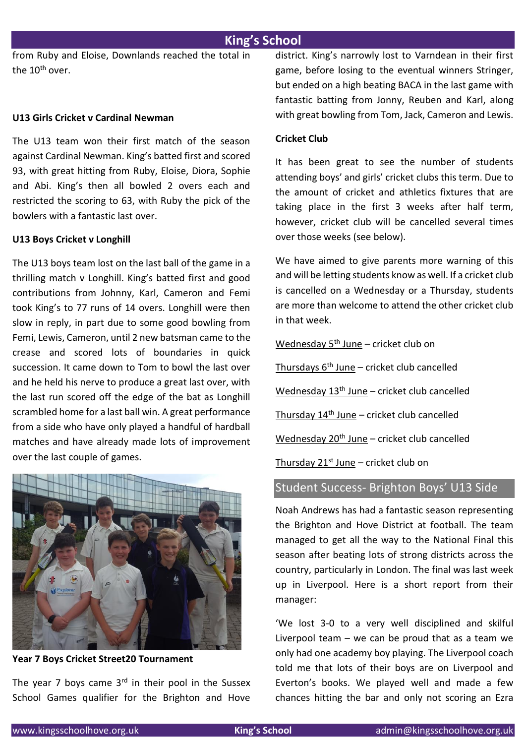from Ruby and Eloise, Downlands reached the total in the 10th over.

**U13 Girls Cricket v Cardinal Newman**

The U13 team won their first match of the season against Cardinal Newman. King's batted first and scored 93, with great hitting from Ruby, Eloise, Diora, Sophie and Abi. King's then all bowled 2 overs each and restricted the scoring to 63, with Ruby the pick of the bowlers with a fantastic last over.

**U13 Boys Cricket v Longhill**

The U13 boys team lost on the last ball of the game in a thrilling match v Longhill. King's batted first and good contributions from Johnny, Karl, Cameron and Femi took King's to 77 runs of 14 overs. Longhill were then slow in reply, in part due to some good bowling from Femi, Lewis, Cameron, until 2 new batsman came to the crease and scored lots of boundaries in quick succession. It came down to Tom to bowl the last over and he held his nerve to produce a great last over, with the last run scored off the edge of the bat as Longhill scrambled home for a last ball win. A great performance from a side who have only played a handful of hardball matches and have already made lots of improvement over the last couple of games.

**Year 7 Boys Cricket Street20 Tournament**

The year 7 boys came 3rd in their pool in the Sussex School Games qualifier for the Brighton and Hove district. King's narrowly lost to Varndean in their first game, before losing to the eventual winners Stringer, but ended on a high beating BACA in the last game with fantastic batting from Jonny, Reuben and Karl, along with great bowling from Tom, Jack, Cameron and Lewis.

**Cricket Club**

It has been great to see the number of students attending boys' and girls' cricket clubs this term. Due to the amount of cricket and athletics fixtures that are taking place in the first 3 weeks after half term, however, cricket club will be cancelled several times over those weeks (see below).

We have aimed to give parents more warning of this and will be letting students know as well. If a cricket club is cancelled on a Wednesday or a Thursday, students are more than welcome to attend the other cricket club in that week.

Wednesday 5th June – cricket club on

Thursdays 6th June – cricket club cancelled

Wednesday 13th June – cricket club cancelled

Thursday 14th June – cricket club cancelled

Wednesday 20th June – cricket club cancelled

Thursday 21st June – cricket club on

## Student Success- Brighton Boys' U13 Side

Noah Andrews has had a fantastic season representing the Brighton and Hove District at football. The team managed to get all the way to the National Final this season after beating lots of strong districts across the country, particularly in London. The final was last week up in Liverpool. Here is a short report from their manager:

'We lost 3-0 to a very well disciplined and skilful Liverpool team – we can be proud that as a team we only had one academy boy playing. The Liverpool coach told me that lots of their boys are on Liverpool and Everton's books. We played well and made a few chances hitting the bar and only not scoring an Ezra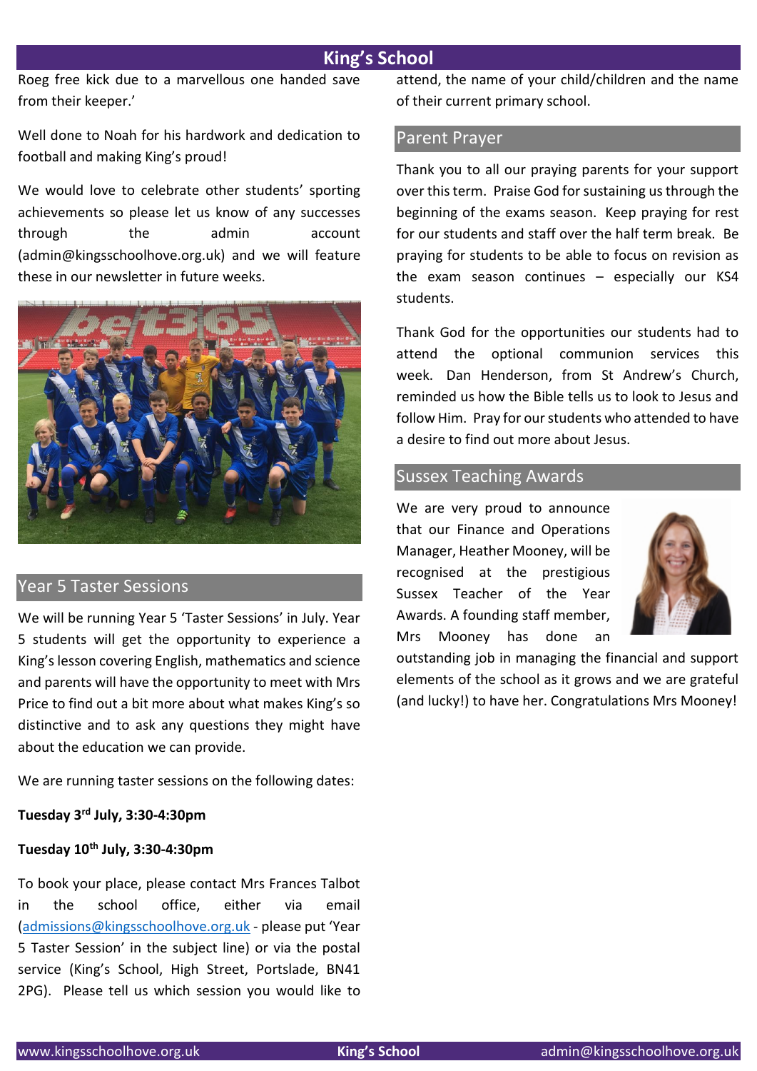Roeg free kick due to a marvellous one handed save from their keeper.'

Well done to Noah for his hardwork and dedication to football and making King's proud!

We would love to celebrate other students' sporting achievements so please let us know of any successes through the admin account (admin@kingsschoolhove.org.uk) and we will feature these in our newsletter in future weeks.

## Year 5 Taster Sessions

We will be running Year 5 'Taster Sessions' in July. Year 5 students will get the opportunity to experience a King's lesson covering English, mathematics and science and parents will have the opportunity to meet with Mrs Price to find out a bit more about what makes King's so distinctive and to ask any questions they might have about the education we can provide.

We are running taster sessions on the following dates:

**Tuesday 3rd July, 3:30-4:30pm**

**Tuesday 10th July, 3:30-4:30pm**

To book your place, please contact Mrs Frances Talbot in the school office, either via email (admissions@kingsschoolhove.org.uk - please put 'Year 5 Taster Session' in the subject line) or via the postal service (King's School, High Street, Portslade, BN41 2PG). Please tell us which session you would like to attend, the name of your child/children and the name of their current primary school.

## Parent Prayer

Thank you to all our praying parents for your support over this term. Praise God for sustaining us through the beginning of the exams season. Keep praying for rest for our students and staff over the half term break. Be praying for students to be able to focus on revision as the exam season continues – especially our KS4 students.

Thank God for the opportunities our students had to attend the optional communion services this week. Dan Henderson, from St Andrew's Church, reminded us how the Bible tells us to look to Jesus and follow Him. Pray for our students who attended to have a desire to find out more about Jesus.

## Sussex Teaching Awards

We are very proud to announce that our Finance and Operations Manager, Heather Mooney, will be recognised at the prestigious Sussex Teacher of the Year Awards. A founding staff member, Mrs Mooney has done an outstanding job in managing the financial and support elements of the school as it grows and we are grateful (and lucky!) to have her. Congratulations Mrs Mooney!